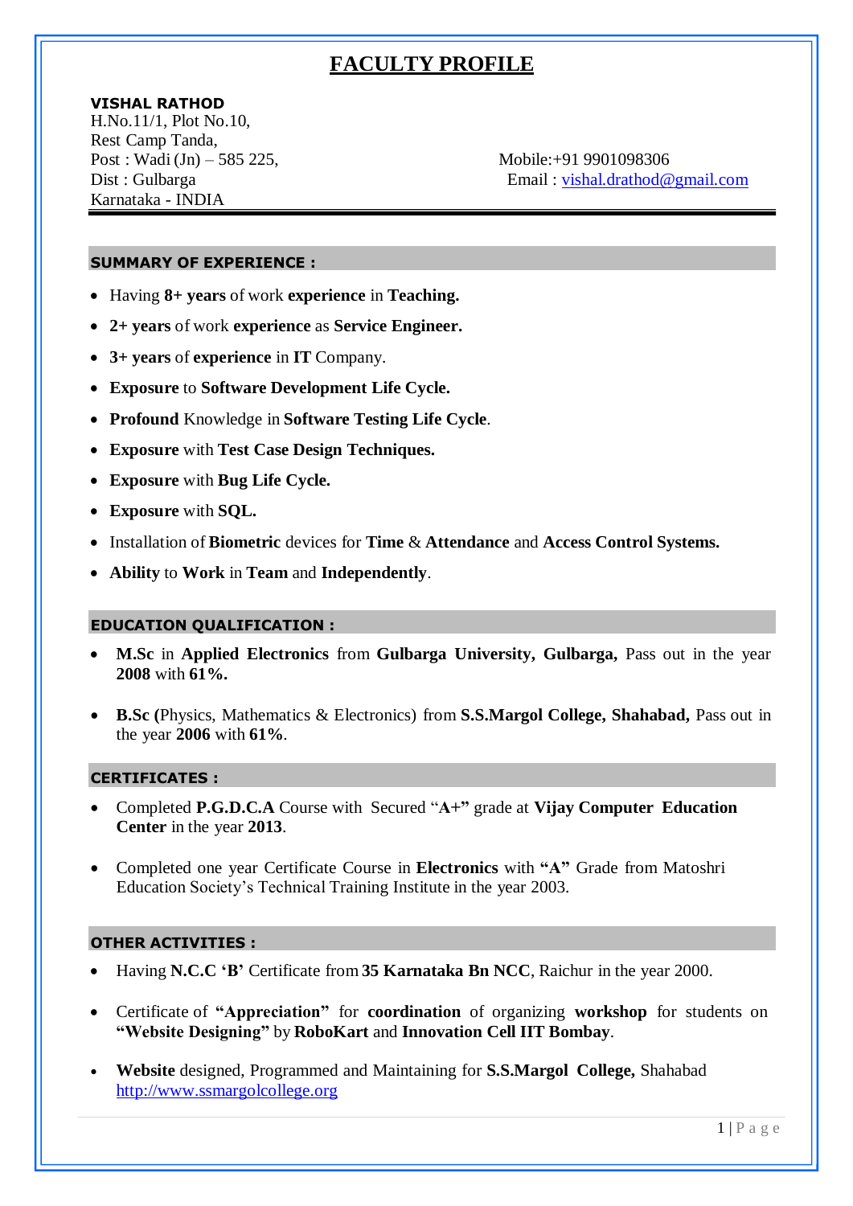# FACULTY PROFILE

**VISHAL RATHOD**
H.No.11/1, Plot No.10,
Rest Camp Tanda,
Post : Wadi (Jn) – 585 225,
Dist : Gulbarga
Karnataka - INDIA

Mobile:+91 9901098306
Email : vishal.drathod@gmail.com

---

## SUMMARY OF EXPERIENCE :

- Having **8+ years** of work **experience** in **Teaching.**
- **2+ years** of work **experience** as **Service Engineer.**
- **3+ years** of **experience** in **IT** Company.
- **Exposure** to **Software Development Life Cycle.**
- **Profound** Knowledge in **Software Testing Life Cycle**.
- **Exposure** with **Test Case Design Techniques.**
- **Exposure** with **Bug Life Cycle.**
- **Exposure** with **SQL.**
- Installation of **Biometric** devices for **Time** & **Attendance** and **Access Control Systems.**
- **Ability** to **Work** in **Team** and **Independently**.

## EDUCATION QUALIFICATION :

- **M.Sc** in **Applied Electronics** from **Gulbarga University, Gulbarga,** Pass out in the year **2008** with **61%.**
- **B.Sc (**Physics, Mathematics & Electronics) from **S.S.Margol College, Shahabad,** Pass out in the year **2006** with **61%**.

## CERTIFICATES :

- Completed **P.G.D.C.A** Course with Secured "**A+"** grade at **Vijay Computer Education Center** in the year **2013**.
- Completed one year Certificate Course in **Electronics** with **"A"** Grade from Matoshri Education Society's Technical Training Institute in the year 2003.

## OTHER ACTIVITIES :

- Having **N.C.C 'B'** Certificate from **35 Karnataka Bn NCC**, Raichur in the year 2000.
- Certificate of **"Appreciation"** for **coordination** of organizing **workshop** for students on **"Website Designing"** by **RoboKart** and **Innovation Cell IIT Bombay**.
- **Website** designed, Programmed and Maintaining for **S.S.Margol College,** Shahabad http://www.ssmargolcollege.org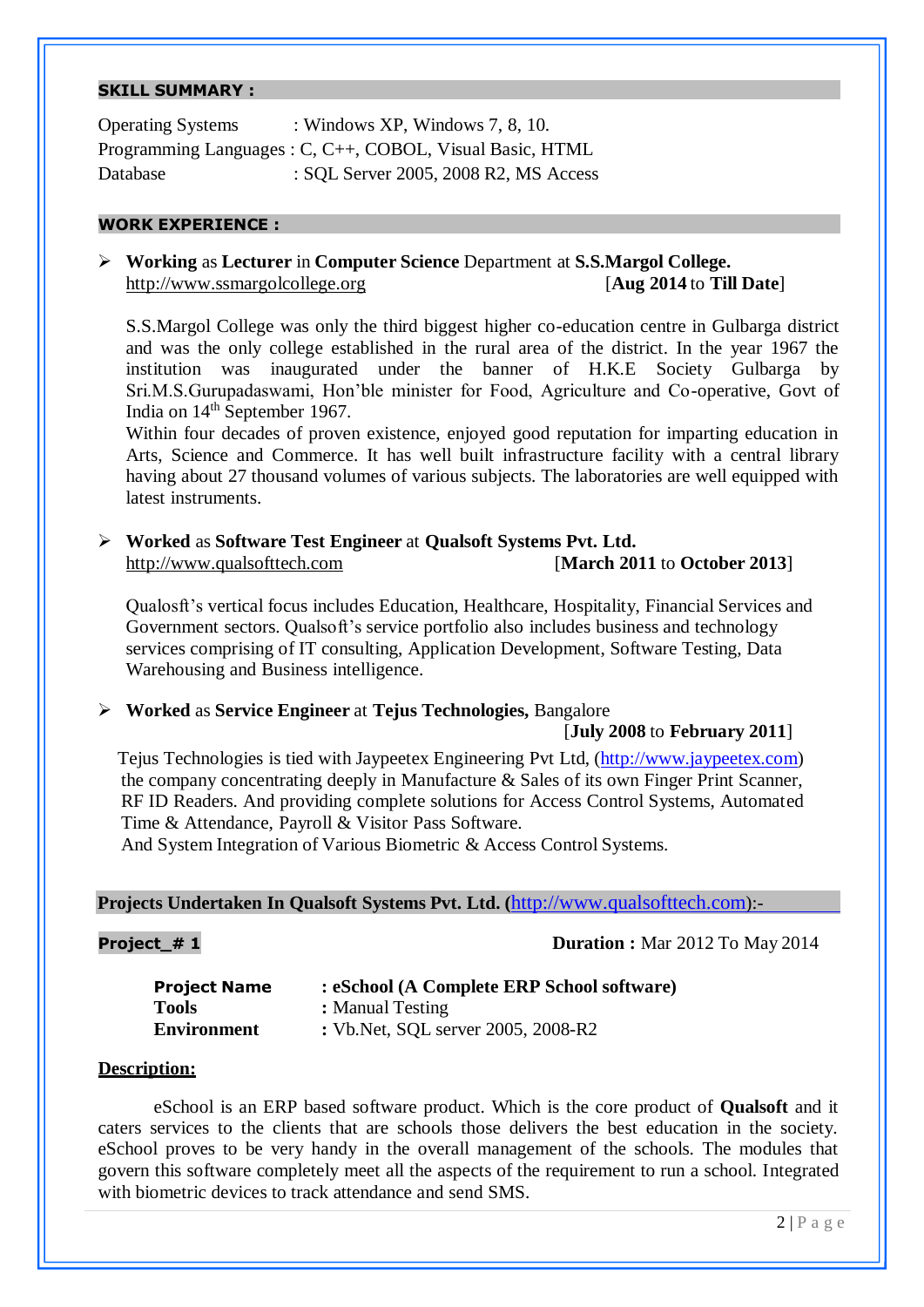## SKILL SUMMARY :

Operating Systems : Windows XP, Windows 7, 8, 10.
Programming Languages : C, C++, COBOL, Visual Basic, HTML
Database : SQL Server 2005, 2008 R2, MS Access

## WORK EXPERIENCE :

- **Working** as **Lecturer** in **Computer Science** Department at **S.S.Margol College.**
  http://www.ssmargolcollege.org [**Aug 2014** to **Till Date**]

  S.S.Margol College was only the third biggest higher co-education centre in Gulbarga district and was the only college established in the rural area of the district. In the year 1967 the institution was inaugurated under the banner of H.K.E Society Gulbarga by Sri.M.S.Gurupadaswami, Hon'ble minister for Food, Agriculture and Co-operative, Govt of India on 14th September 1967.
  Within four decades of proven existence, enjoyed good reputation for imparting education in Arts, Science and Commerce. It has well built infrastructure facility with a central library having about 27 thousand volumes of various subjects. The laboratories are well equipped with latest instruments.

- **Worked** as **Software Test Engineer** at **Qualsoft Systems Pvt. Ltd.**
  http://www.qualsofttech.com [**March 2011** to **October 2013**]

  Qualosft's vertical focus includes Education, Healthcare, Hospitality, Financial Services and Government sectors. Qualsoft's service portfolio also includes business and technology services comprising of IT consulting, Application Development, Software Testing, Data Warehousing and Business intelligence.

- **Worked** as **Service Engineer** at **Tejus Technologies,** Bangalore
  [**July 2008** to **February 2011**]

  Tejus Technologies is tied with Jaypeetex Engineering Pvt Ltd, (http://www.jaypeetex.com) the company concentrating deeply in Manufacture & Sales of its own Finger Print Scanner, RF ID Readers. And providing complete solutions for Access Control Systems, Automated Time & Attendance, Payroll & Visitor Pass Software.
  And System Integration of Various Biometric & Access Control Systems.

## Projects Undertaken In Qualsoft Systems Pvt. Ltd. (http://www.qualsofttech.com):-

**Project_# 1** **Duration :** Mar 2012 To May 2014

**Project Name** : **eSchool (A Complete ERP School software)**
**Tools** : Manual Testing
**Environment** : Vb.Net, SQL server 2005, 2008-R2

**Description:**

eSchool is an ERP based software product. Which is the core product of **Qualsoft** and it caters services to the clients that are schools those delivers the best education in the society. eSchool proves to be very handy in the overall management of the schools. The modules that govern this software completely meet all the aspects of the requirement to run a school. Integrated with biometric devices to track attendance and send SMS.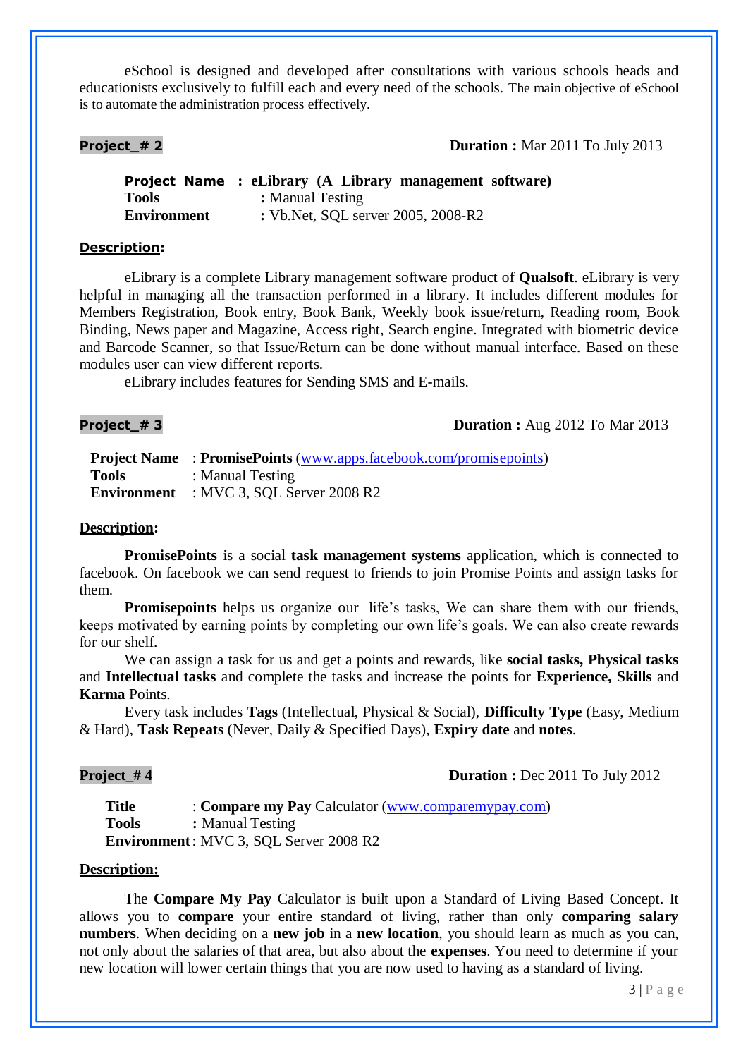eSchool is designed and developed after consultations with various schools heads and educationists exclusively to fulfill each and every need of the schools. The main objective of eSchool is to automate the administration process effectively.

**Project_# 2** **Duration :** Mar 2011 To July 2013

**Project Name : eLibrary (A Library management software)**
**Tools** : Manual Testing
**Environment** : Vb.Net, SQL server 2005, 2008-R2

**Description:**

eLibrary is a complete Library management software product of **Qualsoft**. eLibrary is very helpful in managing all the transaction performed in a library. It includes different modules for Members Registration, Book entry, Book Bank, Weekly book issue/return, Reading room, Book Binding, News paper and Magazine, Access right, Search engine. Integrated with biometric device and Barcode Scanner, so that Issue/Return can be done without manual interface. Based on these modules user can view different reports.

eLibrary includes features for Sending SMS and E-mails.

**Project_# 3** **Duration :** Aug 2012 To Mar 2013

**Project Name** : **PromisePoints** (www.apps.facebook.com/promisepoints)
**Tools** : Manual Testing
**Environment** : MVC 3, SQL Server 2008 R2

**Description:**

**PromisePoints** is a social **task management systems** application, which is connected to facebook. On facebook we can send request to friends to join Promise Points and assign tasks for them.

**Promisepoints** helps us organize our life's tasks, We can share them with our friends, keeps motivated by earning points by completing our own life's goals. We can also create rewards for our shelf.

We can assign a task for us and get a points and rewards, like **social tasks, Physical tasks** and **Intellectual tasks** and complete the tasks and increase the points for **Experience, Skills** and **Karma** Points.

Every task includes **Tags** (Intellectual, Physical & Social), **Difficulty Type** (Easy, Medium & Hard), **Task Repeats** (Never, Daily & Specified Days), **Expiry date** and **notes**.

**Project_# 4** **Duration :** Dec 2011 To July 2012

**Title** : **Compare my Pay** Calculator (www.comparemypay.com)
**Tools** : Manual Testing
**Environment**: MVC 3, SQL Server 2008 R2

**Description:**

The **Compare My Pay** Calculator is built upon a Standard of Living Based Concept. It allows you to **compare** your entire standard of living, rather than only **comparing salary numbers**. When deciding on a **new job** in a **new location**, you should learn as much as you can, not only about the salaries of that area, but also about the **expenses**. You need to determine if your new location will lower certain things that you are now used to having as a standard of living.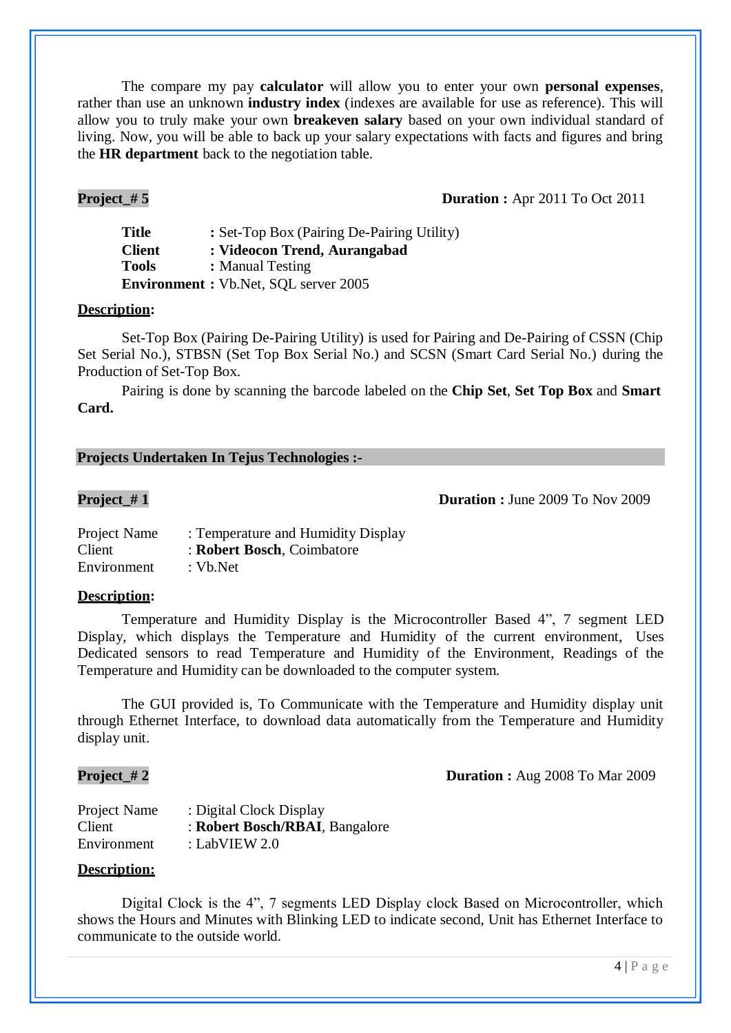The compare my pay **calculator** will allow you to enter your own **personal expenses**, rather than use an unknown **industry index** (indexes are available for use as reference). This will allow you to truly make your own **breakeven salary** based on your own individual standard of living. Now, you will be able to back up your salary expectations with facts and figures and bring the **HR department** back to the negotiation table.

**Project_# 5** **Duration :** Apr 2011 To Oct 2011

**Title** **:** Set-Top Box (Pairing De-Pairing Utility)
**Client** **: Videocon Trend, Aurangabad**
**Tools** **:** Manual Testing
**Environment :** Vb.Net, SQL server 2005

**Description:**

Set-Top Box (Pairing De-Pairing Utility) is used for Pairing and De-Pairing of CSSN (Chip Set Serial No.), STBSN (Set Top Box Serial No.) and SCSN (Smart Card Serial No.) during the Production of Set-Top Box.

Pairing is done by scanning the barcode labeled on the **Chip Set**, **Set Top Box** and **Smart Card.**

**Projects Undertaken In Tejus Technologies :-**

**Project_# 1** **Duration :** June 2009 To Nov 2009

Project Name : Temperature and Humidity Display
Client : **Robert Bosch**, Coimbatore
Environment : Vb.Net

**Description:**

Temperature and Humidity Display is the Microcontroller Based 4", 7 segment LED Display, which displays the Temperature and Humidity of the current environment, Uses Dedicated sensors to read Temperature and Humidity of the Environment, Readings of the Temperature and Humidity can be downloaded to the computer system.

The GUI provided is, To Communicate with the Temperature and Humidity display unit through Ethernet Interface, to download data automatically from the Temperature and Humidity display unit.

**Project_# 2** **Duration :** Aug 2008 To Mar 2009

Project Name : Digital Clock Display
Client : **Robert Bosch/RBAI**, Bangalore
Environment : LabVIEW 2.0

**Description:**

Digital Clock is the 4", 7 segments LED Display clock Based on Microcontroller, which shows the Hours and Minutes with Blinking LED to indicate second, Unit has Ethernet Interface to communicate to the outside world.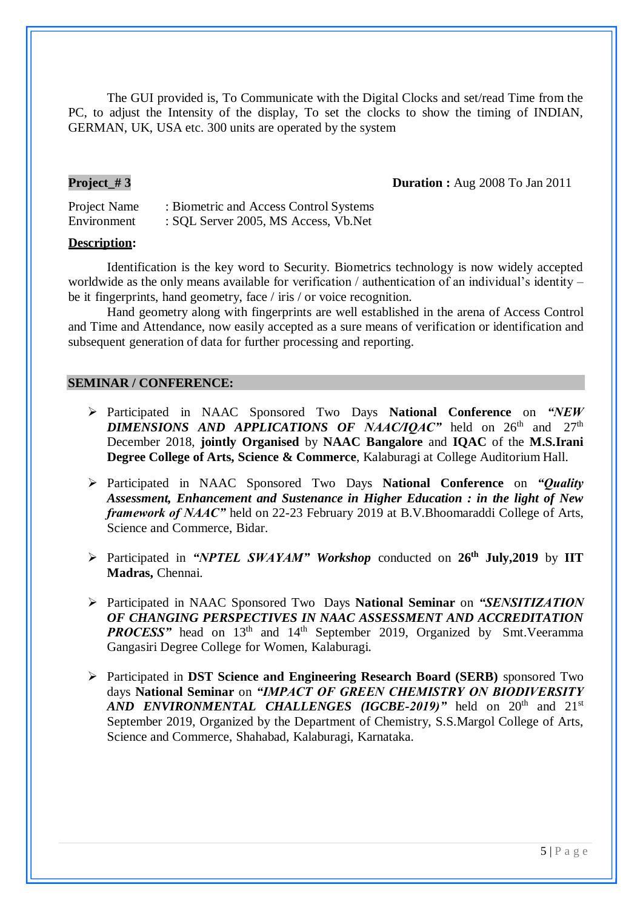The GUI provided is, To Communicate with the Digital Clocks and set/read Time from the PC, to adjust the Intensity of the display, To set the clocks to show the timing of INDIAN, GERMAN, UK, USA etc. 300 units are operated by the system

**Project_# 3** **Duration :** Aug 2008 To Jan 2011

Project Name : Biometric and Access Control Systems
Environment : SQL Server 2005, MS Access, Vb.Net

**Description:**

Identification is the key word to Security. Biometrics technology is now widely accepted worldwide as the only means available for verification / authentication of an individual's identity – be it fingerprints, hand geometry, face / iris / or voice recognition.

Hand geometry along with fingerprints are well established in the arena of Access Control and Time and Attendance, now easily accepted as a sure means of verification or identification and subsequent generation of data for further processing and reporting.

## SEMINAR / CONFERENCE:

- Participated in NAAC Sponsored Two Days **National Conference** on ***"NEW DIMENSIONS AND APPLICATIONS OF NAAC/IQAC"*** held on 26th and 27th December 2018, **jointly Organised** by **NAAC Bangalore** and **IQAC** of the **M.S.Irani Degree College of Arts, Science & Commerce**, Kalaburagi at College Auditorium Hall.
- Participated in NAAC Sponsored Two Days **National Conference** on ***"Quality Assessment, Enhancement and Sustenance in Higher Education : in the light of New framework of NAAC"*** held on 22-23 February 2019 at B.V.Bhoomaraddi College of Arts, Science and Commerce, Bidar.
- Participated in ***"NPTEL SWAYAM" Workshop*** conducted on **26th July,2019** by **IIT Madras,** Chennai.
- Participated in NAAC Sponsored Two Days **National Seminar** on ***"SENSITIZATION OF CHANGING PERSPECTIVES IN NAAC ASSESSMENT AND ACCREDITATION PROCESS"*** head on 13th and 14th September 2019, Organized by Smt.Veeramma Gangasiri Degree College for Women, Kalaburagi.
- Participated in **DST Science and Engineering Research Board (SERB)** sponsored Two days **National Seminar** on ***"IMPACT OF GREEN CHEMISTRY ON BIODIVERSITY AND ENVIRONMENTAL CHALLENGES (IGCBE-2019)"*** held on 20th and 21st September 2019, Organized by the Department of Chemistry, S.S.Margol College of Arts, Science and Commerce, Shahabad, Kalaburagi, Karnataka.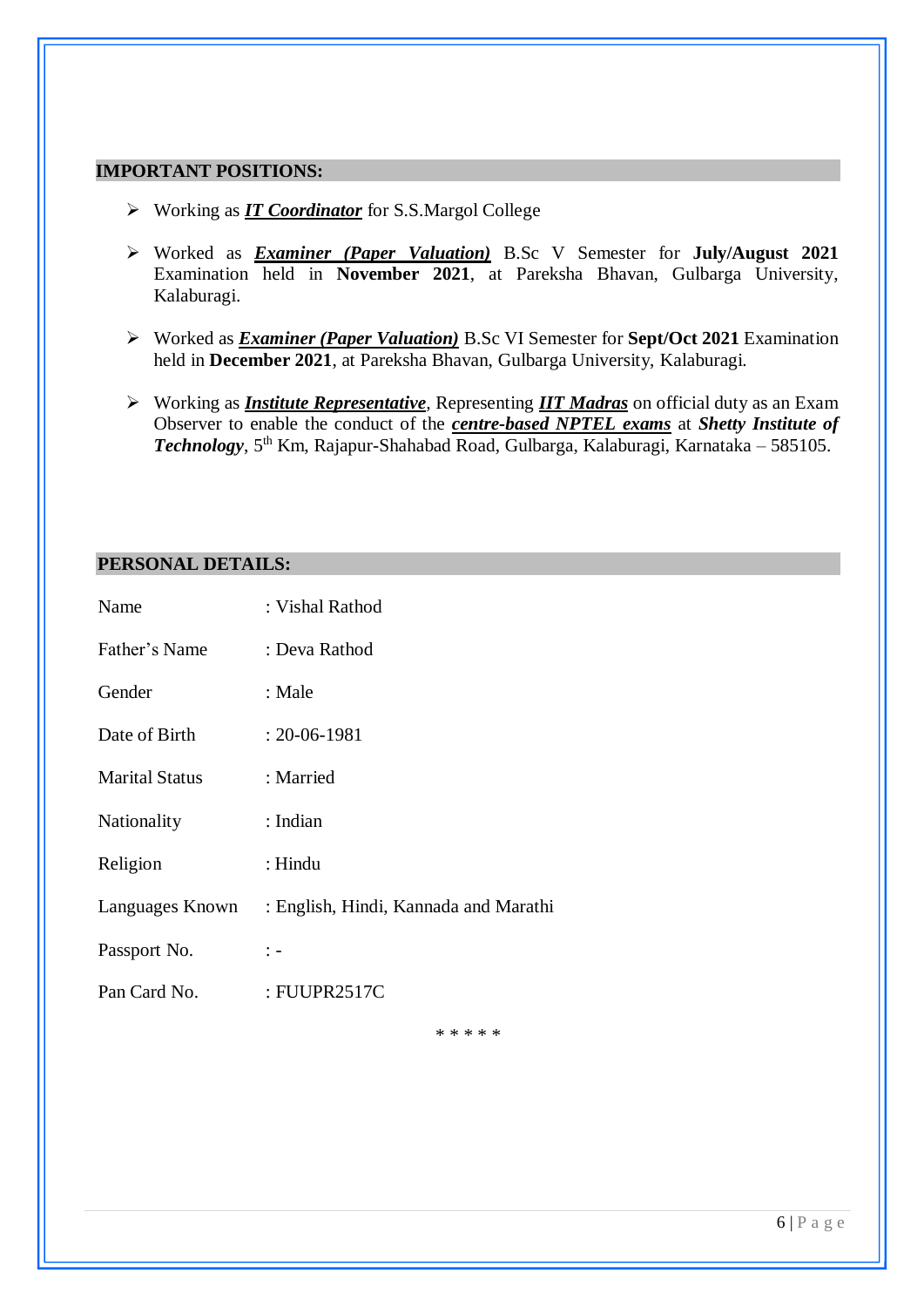## IMPORTANT POSITIONS:

- Working as ***IT Coordinator*** for S.S.Margol College
- Worked as ***Examiner (Paper Valuation)*** B.Sc V Semester for **July/August 2021** Examination held in **November 2021**, at Pareksha Bhavan, Gulbarga University, Kalaburagi.
- Worked as ***Examiner (Paper Valuation)*** B.Sc VI Semester for **Sept/Oct 2021** Examination held in **December 2021**, at Pareksha Bhavan, Gulbarga University, Kalaburagi.
- Working as ***Institute Representative***, Representing ***IIT Madras*** on official duty as an Exam Observer to enable the conduct of the ***centre-based NPTEL exams*** at ***Shetty Institute of Technology***, 5th Km, Rajapur-Shahabad Road, Gulbarga, Kalaburagi, Karnataka – 585105.

## PERSONAL DETAILS:

| | |
|---|---|
| Name | : Vishal Rathod |
| Father's Name | : Deva Rathod |
| Gender | : Male |
| Date of Birth | : 20-06-1981 |
| Marital Status | : Married |
| Nationality | : Indian |
| Religion | : Hindu |
| Languages Known | : English, Hindi, Kannada and Marathi |
| Passport No. | : - |
| Pan Card No. | : FUUPR2517C |

* * * * *